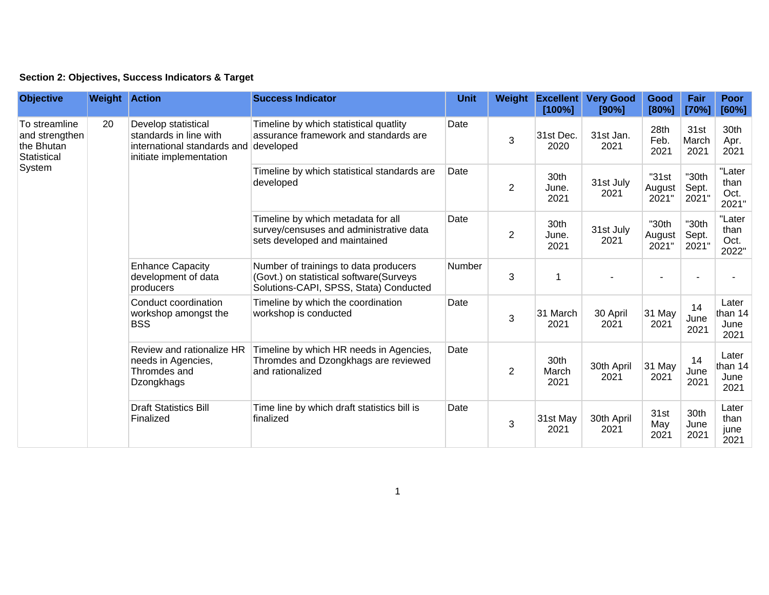**Section 2: Objectives, Success Indicators & Target**

| Objective | Weight | Action | Success Indicator | Unit | Weight | Excellent [100%] | Very Good [90%] | Good [80%] | Fair [70%] | Poor [60%] |
|---|---|---|---|---|---|---|---|---|---|---|
| To streamline and strengthen the Bhutan Statistical System | 20 | Develop statistical standards in line with international standards and initiate implementation | Timeline by which statistical quatlity assurance framework and standards are developed | Date | 3 | 31st Dec. 2020 | 31st Jan. 2021 | 28th Feb. 2021 | 31st March 2021 | 30th Apr. 2021 |
| | | | Timeline by which statistical standards are developed | Date | 2 | 30th June. 2021 | 31st July 2021 | "31st August 2021" | "30th Sept. 2021" | "Later than Oct. 2021" |
| | | | Timeline by which metadata for all survey/censuses and administrative data sets developed and maintained | Date | 2 | 30th June. 2021 | 31st July 2021 | "30th August 2021" | "30th Sept. 2021" | "Later than Oct. 2022" |
| | | Enhance Capacity development of data producers | Number of trainings to data producers (Govt.) on statistical software(Surveys Solutions-CAPI, SPSS, Stata) Conducted | Number | 3 | 1 | - | - | - | - |
| | | Conduct coordination workshop amongst the BSS | Timeline by which the coordination workshop is conducted | Date | 3 | 31 March 2021 | 30 April 2021 | 31 May 2021 | 14 June 2021 | Later than 14 June 2021 |
| | | Review and rationalize HR needs in Agencies, Thromdes and Dzongkhags | Timeline by which HR needs in Agencies, Thromdes and Dzongkhags are reviewed and rationalized | Date | 2 | 30th March 2021 | 30th April 2021 | 31 May 2021 | 14 June 2021 | Later than 14 June 2021 |
| | | Draft Statistics Bill Finalized | Time line by which draft statistics bill is finalized | Date | 3 | 31st May 2021 | 30th April 2021 | 31st May 2021 | 30th June 2021 | Later than june 2021 |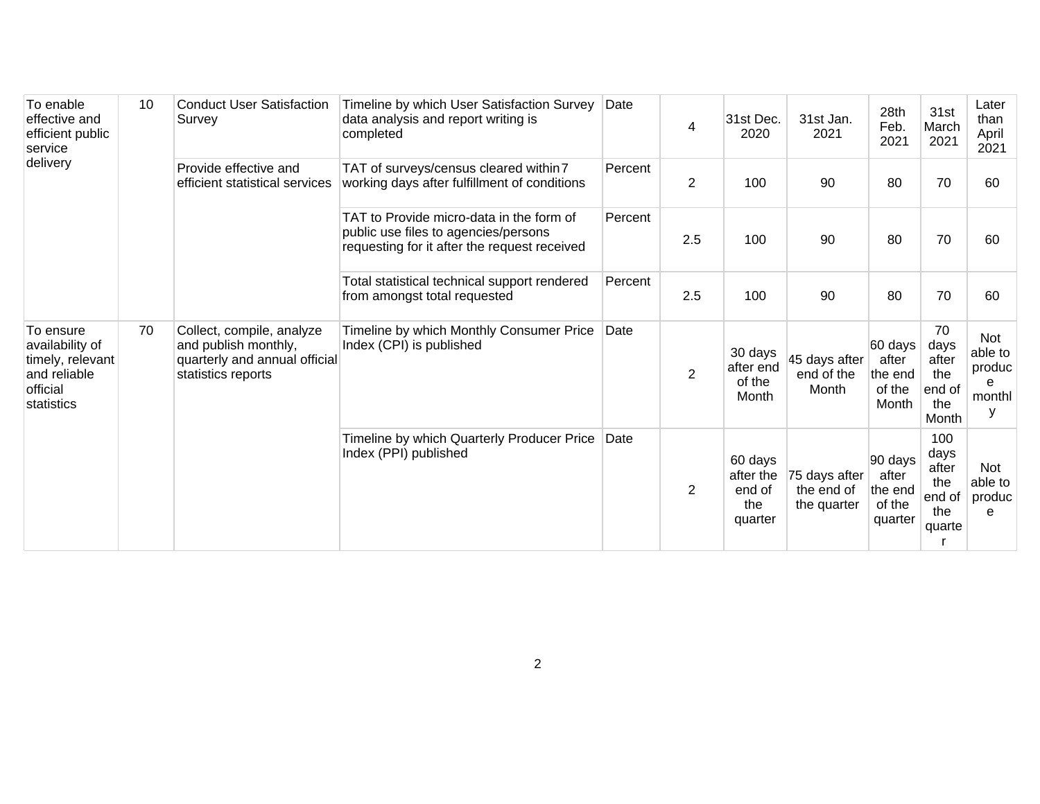| To enable effective and efficient public service delivery | 10 | Conduct User Satisfaction Survey | Timeline by which User Satisfaction Survey data analysis and report writing is completed | Date | 4 | 31st Dec. 2020 | 31st Jan. 2021 | 28th Feb. 2021 | 31st March 2021 | Later than April 2021 |
|---|---|---|---|---|---|---|---|---|---|---|
| | | Provide effective and efficient statistical services | TAT of surveys/census cleared within 7 working days after fulfillment of conditions | Percent | 2 | 100 | 90 | 80 | 70 | 60 |
| | | | TAT to Provide micro-data in the form of public use files to agencies/persons requesting for it after the request received | Percent | 2.5 | 100 | 90 | 80 | 70 | 60 |
| | | | Total statistical technical support rendered from amongst total requested | Percent | 2.5 | 100 | 90 | 80 | 70 | 60 |
| To ensure availability of timely, relevant and reliable official statistics | 70 | Collect, compile, analyze and publish monthly, quarterly and annual official statistics reports | Timeline by which Monthly Consumer Price Index (CPI) is published | Date | 2 | 30 days after end of the Month | 45 days after end of the Month | 60 days after the end of the Month | 70 days after the end of the Month | Not able to produce monthly |
| | | | Timeline by which Quarterly Producer Price Index (PPI) published | Date | 2 | 60 days after the end of the quarter | 75 days after the end of the quarter | 90 days after the end of the quarter | 100 days after the end of the quarter | Not able to produce |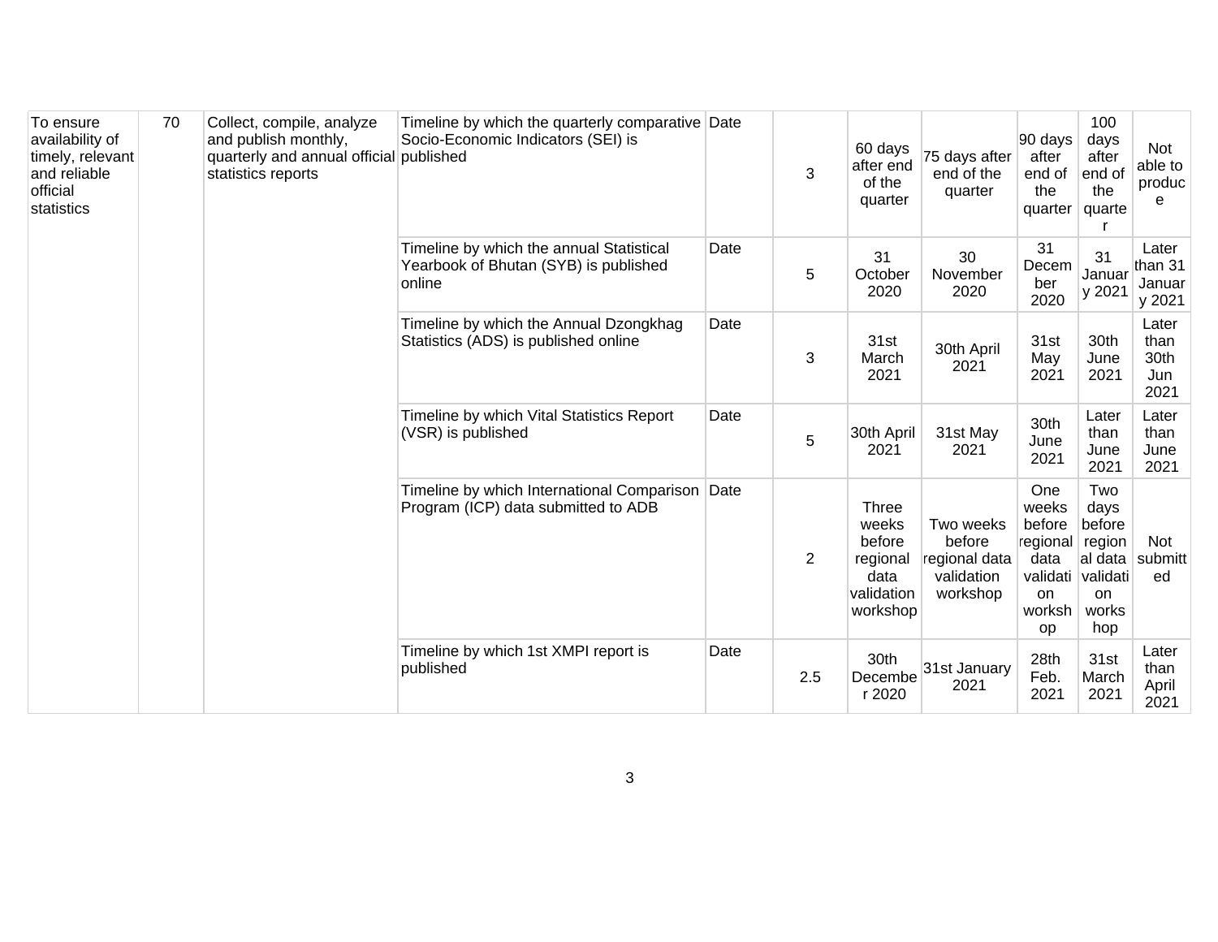| To ensure availability of timely, relevant and reliable official statistics | 70 | Collect, compile, analyze and publish monthly, quarterly and annual official statistics reports | Timeline by which the quarterly comparative Socio-Economic Indicators (SEI) is published | Date | 3 | 60 days after end of the quarter | 75 days after end of the quarter | 90 days after end of the quarter | 100 days after end of the quarter | Not able to produce |
|---|---|---|---|---|---|---|---|---|---|---|
| | | | Timeline by which the annual Statistical Yearbook of Bhutan (SYB) is published online | Date | 5 | 31 October 2020 | 30 November 2020 | 31 December 2020 | 31 January 2021 | Later than 31 January 2021 |
| | | | Timeline by which the Annual Dzongkhag Statistics (ADS) is published online | Date | 3 | 31st March 2021 | 30th April 2021 | 31st May 2021 | 30th June 2021 | Later than 30th Jun 2021 |
| | | | Timeline by which Vital Statistics Report (VSR) is published | Date | 5 | 30th April 2021 | 31st May 2021 | 30th June 2021 | Later than June 2021 | Later than June 2021 |
| | | | Timeline by which International Comparison Program (ICP) data submitted to ADB | Date | 2 | Three weeks before regional data validation workshop | Two weeks before regional data validation workshop | One weeks before regional data validation workshop | Two days before regional data validation workshop | Not submitted |
| | | | Timeline by which 1st XMPI report is published | Date | 2.5 | 30th December 2020 | 31st January 2021 | 28th Feb. 2021 | 31st March 2021 | Later than April 2021 |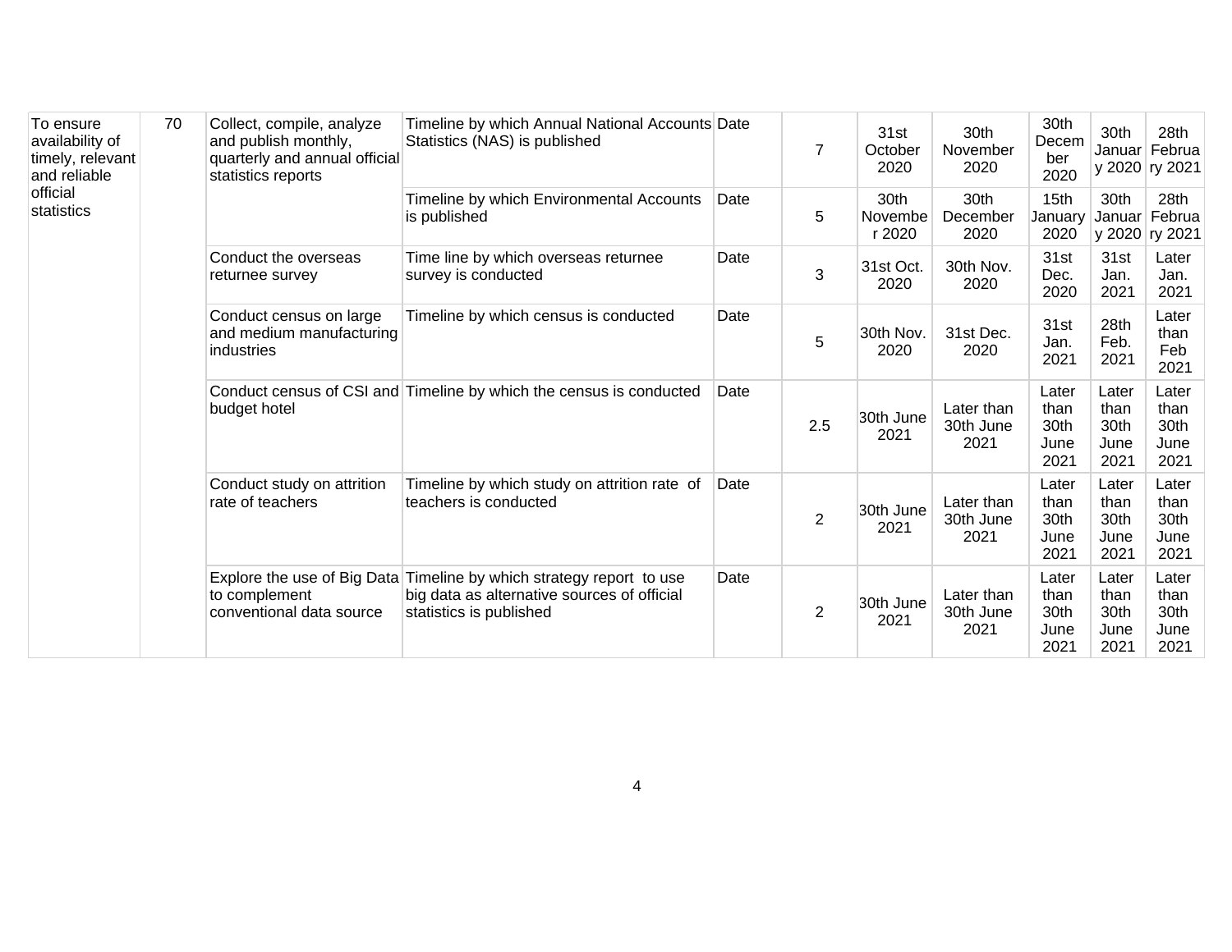| To ensure availability of timely, relevant and reliable official statistics | 70 | Collect, compile, analyze and publish monthly, quarterly and annual official statistics reports | Timeline by which Annual National Accounts Statistics (NAS) is published | Date | 7 | 31st October 2020 | 30th November 2020 | 30th December 2020 | 30th January 2020 | 28th February 2021 |
|---|---|---|---|---|---|---|---|---|---|---|
| | | | Timeline by which Environmental Accounts is published | Date | 5 | 30th November 2020 | 30th December 2020 | 15th January 2020 | 30th January 2020 | 28th February 2021 |
| | | Conduct the overseas returnee survey | Time line by which overseas returnee survey is conducted | Date | 3 | 31st Oct. 2020 | 30th Nov. 2020 | 31st Dec. 2020 | 31st Jan. 2021 | Later Jan. 2021 |
| | | Conduct census on large and medium manufacturing industries | Timeline by which census is conducted | Date | 5 | 30th Nov. 2020 | 31st Dec. 2020 | 31st Jan. 2021 | 28th Feb. 2021 | Later than Feb 2021 |
| | | Conduct census of CSI and budget hotel | Timeline by which the census is conducted | Date | 2.5 | 30th June 2021 | Later than 30th June 2021 | Later than 30th June 2021 | Later than 30th June 2021 | Later than 30th June 2021 |
| | | Conduct study on attrition rate of teachers | Timeline by which study on attrition rate of teachers is conducted | Date | 2 | 30th June 2021 | Later than 30th June 2021 | Later than 30th June 2021 | Later than 30th June 2021 | Later than 30th June 2021 |
| | | Explore the use of Big Data to complement conventional data source | Timeline by which strategy report to use big data as alternative sources of official statistics is published | Date | 2 | 30th June 2021 | Later than 30th June 2021 | Later than 30th June 2021 | Later than 30th June 2021 | Later than 30th June 2021 |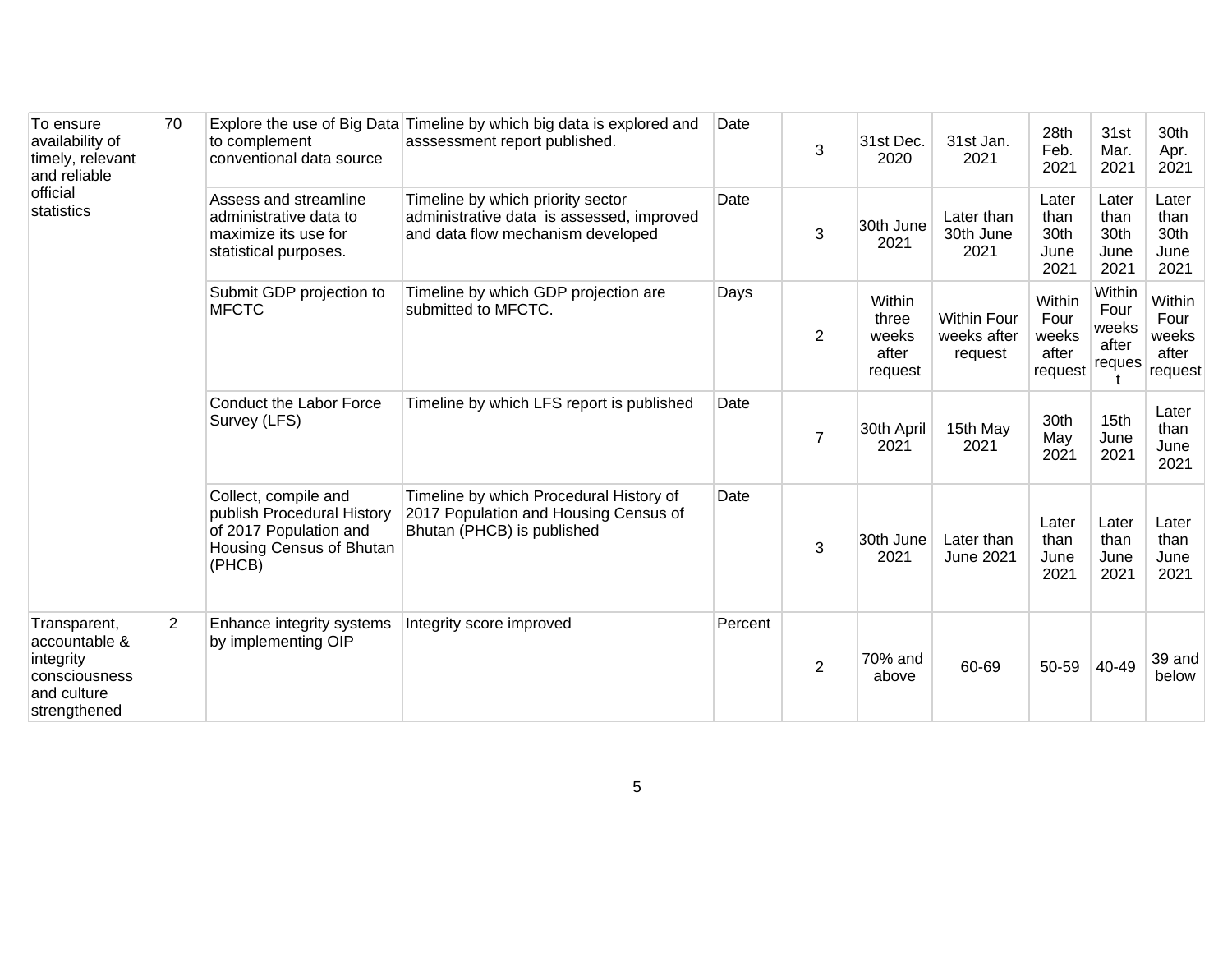| | | | | | | | | | | |
|---|---|---|---|---|---|---|---|---|---|---|
| To ensure availability of timely, relevant and reliable official statistics | 70 | Explore the use of Big Data to complement conventional data source | Timeline by which big data is explored and asssessment report published. | Date | 3 | 31st Dec. 2020 | 31st Jan. 2021 | 28th Feb. 2021 | 31st Mar. 2021 | 30th Apr. 2021 |
| | | Assess and streamline administrative data to maximize its use for statistical purposes. | Timeline by which priority sector administrative data is assessed, improved and data flow mechanism developed | Date | 3 | 30th June 2021 | Later than 30th June 2021 | Later than 30th June 2021 | Later than 30th June 2021 | Later than 30th June 2021 |
| | | Submit GDP projection to MFCTC | Timeline by which GDP projection are submitted to MFCTC. | Days | 2 | Within three weeks after request | Within Four weeks after request | Within Four weeks after request | Within Four weeks after request | Within Four weeks after request |
| | | Conduct the Labor Force Survey (LFS) | Timeline by which LFS report is published | Date | 7 | 30th April 2021 | 15th May 2021 | 30th May 2021 | 15th June 2021 | Later than June 2021 |
| | | Collect, compile and publish Procedural History of 2017 Population and Housing Census of Bhutan (PHCB) | Timeline by which Procedural History of 2017 Population and Housing Census of Bhutan (PHCB) is published | Date | 3 | 30th June 2021 | Later than June 2021 | Later than June 2021 | Later than June 2021 | Later than June 2021 |
| Transparent, accountable & integrity consciousness and culture strengthened | 2 | Enhance integrity systems by implementing OIP | Integrity score improved | Percent | 2 | 70% and above | 60-69 | 50-59 | 40-49 | 39 and below |